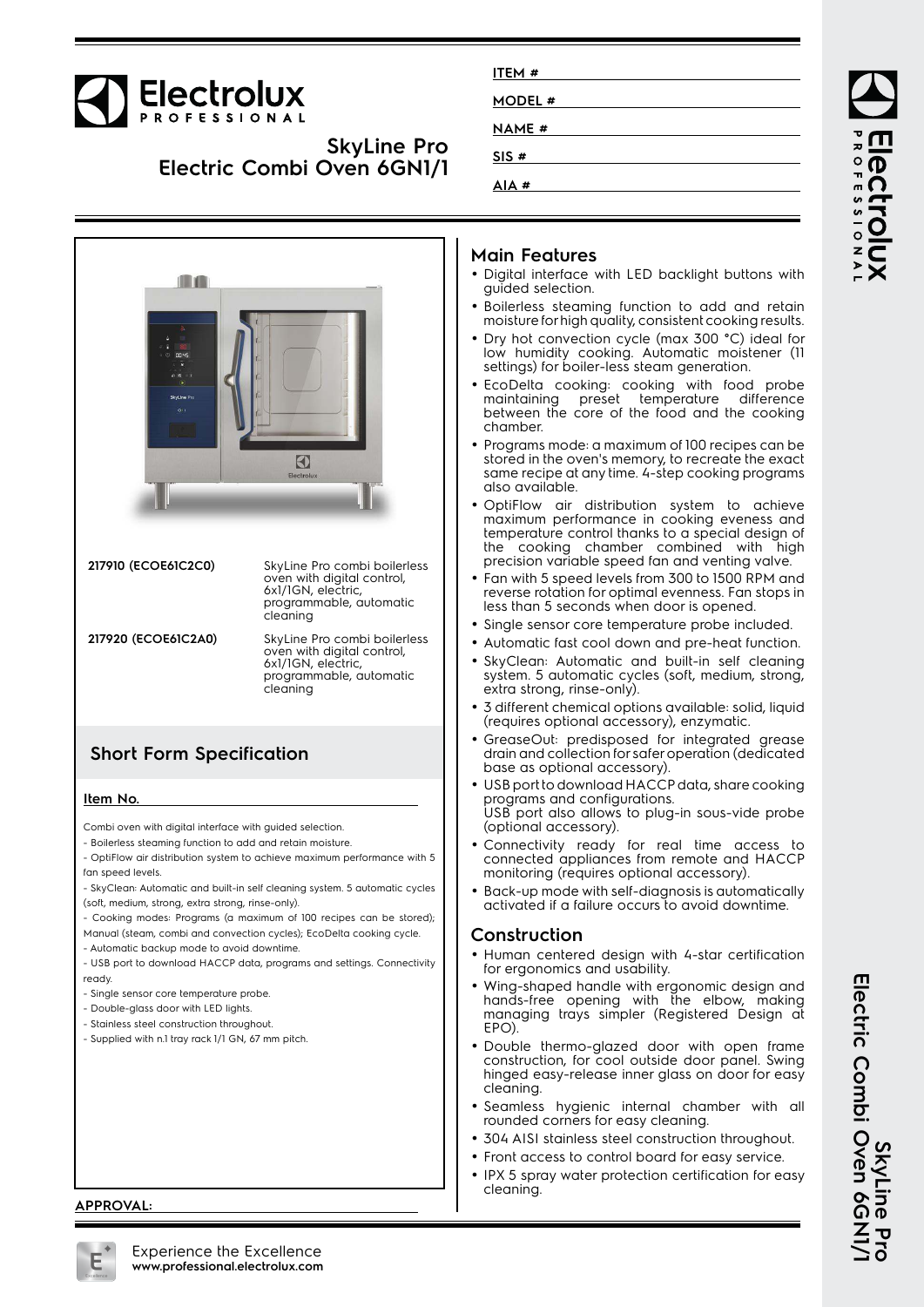# Electrolux PROFESSIONAL

## SkyLine Pro Electric Combi Oven 6GN1/1

ITEM #

MODEL #

NAME #

SIS #

AIA #

| | |
|---|---|
| **217910 (ECOE61C2C0)** | SkyLine Pro combi boilerless oven with digital control, 6x1/1GN, electric, programmable, automatic cleaning |
| **217920 (ECOE61C2A0)** | SkyLine Pro combi boilerless oven with digital control, 6x1/1GN, electric, programmable, automatic cleaning |

## Short Form Specification

**Item No.**

Combi oven with digital interface with guided selection.

- Boilerless steaming function to add and retain moisture.
- OptiFlow air distribution system to achieve maximum performance with 5 fan speed levels.
- SkyClean: Automatic and built-in self cleaning system. 5 automatic cycles (soft, medium, strong, extra strong, rinse-only).
- Cooking modes: Programs (a maximum of 100 recipes can be stored); Manual (steam, combi and convection cycles); EcoDelta cooking cycle.
- Automatic backup mode to avoid downtime.
- USB port to download HACCP data, programs and settings. Connectivity ready.
- Single sensor core temperature probe.
- Double-glass door with LED lights.
- Stainless steel construction throughout.
- Supplied with n.1 tray rack 1/1 GN, 67 mm pitch.

**APPROVAL:**

## Main Features

- Digital interface with LED backlight buttons with guided selection.
- Boilerless steaming function to add and retain moisture for high quality, consistent cooking results.
- Dry hot convection cycle (max 300 °C) ideal for low humidity cooking. Automatic moistener (11 settings) for boiler-less steam generation.
- EcoDelta cooking: cooking with food probe maintaining preset temperature difference between the core of the food and the cooking chamber.
- Programs mode: a maximum of 100 recipes can be stored in the oven's memory, to recreate the exact same recipe at any time. 4-step cooking programs also available.
- OptiFlow air distribution system to achieve maximum performance in cooking eveness and temperature control thanks to a special design of the cooking chamber combined with high precision variable speed fan and venting valve.
- Fan with 5 speed levels from 300 to 1500 RPM and reverse rotation for optimal evenness. Fan stops in less than 5 seconds when door is opened.
- Single sensor core temperature probe included.
- Automatic fast cool down and pre-heat function.
- SkyClean: Automatic and built-in self cleaning system. 5 automatic cycles (soft, medium, strong, extra strong, rinse-only).
- 3 different chemical options available: solid, liquid (requires optional accessory), enzymatic.
- GreaseOut: predisposed for integrated grease drain and collection for safer operation (dedicated base as optional accessory).
- USB port to download HACCP data, share cooking programs and configurations. USB port also allows to plug-in sous-vide probe (optional accessory).
- Connectivity ready for real time access to connected appliances from remote and HACCP monitoring (requires optional accessory).
- Back-up mode with self-diagnosis is automatically activated if a failure occurs to avoid downtime.

## Construction

- Human centered design with 4-star certification for ergonomics and usability.
- Wing-shaped handle with ergonomic design and hands-free opening with the elbow, making managing trays simpler (Registered Design at EPO).
- Double thermo-glazed door with open frame construction, for cool outside door panel. Swing hinged easy-release inner glass on door for easy cleaning.
- Seamless hygienic internal chamber with all rounded corners for easy cleaning.
- 304 AISI stainless steel construction throughout.
- Front access to control board for easy service.
- IPX 5 spray water protection certification for easy cleaning.

Experience the Excellence
**www.professional.electrolux.com**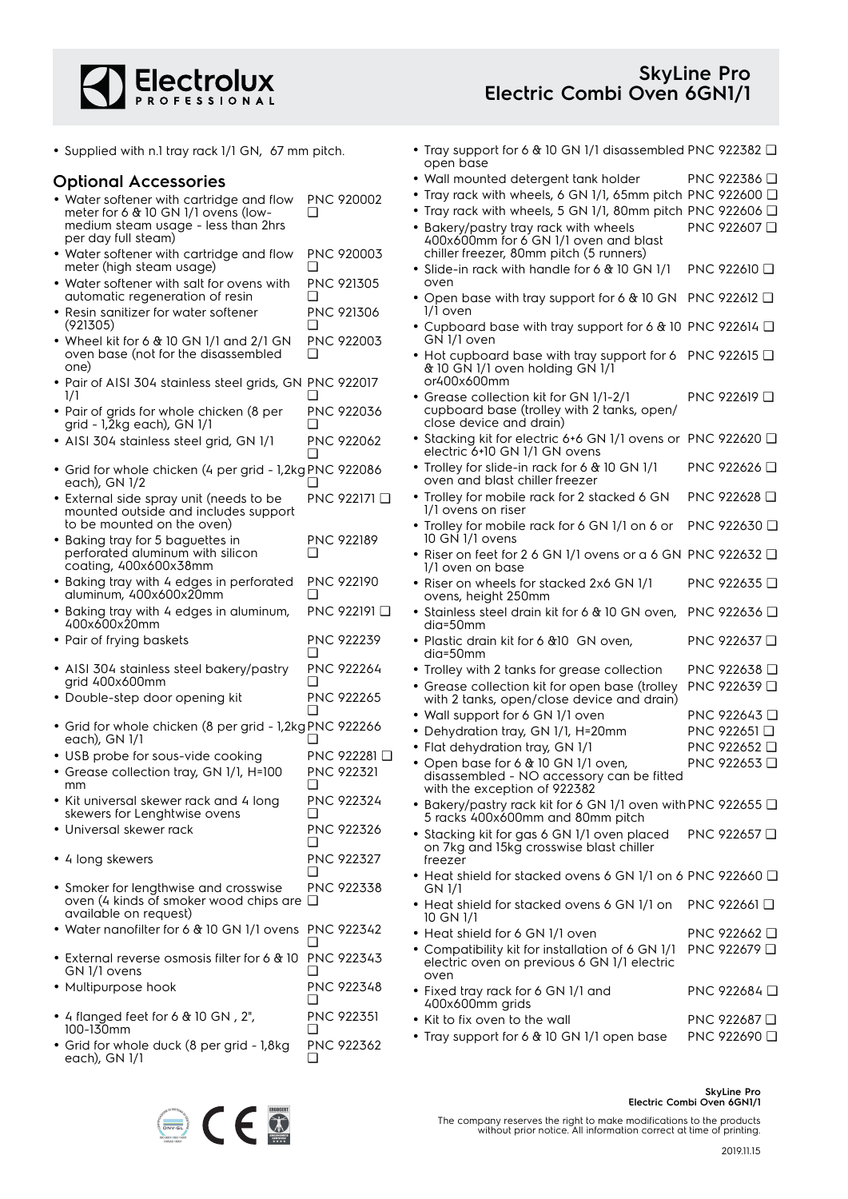- Supplied with n.1 tray rack 1/1 GN, 67 mm pitch.

## Optional Accessories

- Water softener with cartridge and flow meter for 6 & 10 GN 1/1 ovens (low-medium steam usage - less than 2hrs per day full steam) PNC 920002 ❑
- Water softener with cartridge and flow meter (high steam usage) PNC 920003 ❑
- Water softener with salt for ovens with automatic regeneration of resin PNC 921305 ❑
- Resin sanitizer for water softener (921305) PNC 921306 ❑
- Wheel kit for 6 & 10 GN 1/1 and 2/1 GN oven base (not for the disassembled one) PNC 922003 ❑
- Pair of AISI 304 stainless steel grids, GN 1/1 PNC 922017 ❑
- Pair of grids for whole chicken (8 per grid - 1,2kg each), GN 1/1 PNC 922036 ❑
- AISI 304 stainless steel grid, GN 1/1 PNC 922062 ❑
- Grid for whole chicken (4 per grid - 1,2kg each), GN 1/2 PNC 922086 ❑
- External side spray unit (needs to be mounted outside and includes support to be mounted on the oven) PNC 922171 ❑
- Baking tray for 5 baguettes in perforated aluminum with silicon coating, 400x600x38mm PNC 922189 ❑
- Baking tray with 4 edges in perforated aluminum, 400x600x20mm PNC 922190 ❑
- Baking tray with 4 edges in aluminum, 400x600x20mm PNC 922191 ❑
- Pair of frying baskets PNC 922239 ❑
- AISI 304 stainless steel bakery/pastry grid 400x600mm PNC 922264 ❑
- Double-step door opening kit PNC 922265 ❑
- Grid for whole chicken (8 per grid - 1,2kg each), GN 1/1 PNC 922266 ❑
- USB probe for sous-vide cooking PNC 922281 ❑
- Grease collection tray, GN 1/1, H=100 mm PNC 922321 ❑
- Kit universal skewer rack and 4 long skewers for Lenghtwise ovens PNC 922324 ❑
- Universal skewer rack PNC 922326 ❑
- 4 long skewers PNC 922327 ❑
- Smoker for lengthwise and crosswise oven (4 kinds of smoker wood chips are available on request) PNC 922338 ❑
- Water nanofilter for 6 & 10 GN 1/1 ovens PNC 922342 ❑
- External reverse osmosis filter for 6 & 10 GN 1/1 ovens PNC 922343 ❑
- Multipurpose hook PNC 922348 ❑
- 4 flanged feet for 6 & 10 GN , 2", 100-130mm PNC 922351 ❑
- Grid for whole duck (8 per grid - 1,8kg each), GN 1/1 PNC 922362 ❑
- Tray support for 6 & 10 GN 1/1 disassembled open base PNC 922382 ❑
- Wall mounted detergent tank holder PNC 922386 ❑
- Tray rack with wheels, 6 GN 1/1, 65mm pitch PNC 922600 ❑
- Tray rack with wheels, 5 GN 1/1, 80mm pitch PNC 922606 ❑
- Bakery/pastry tray rack with wheels 400x600mm for 6 GN 1/1 oven and blast chiller freezer, 80mm pitch (5 runners) PNC 922607 ❑
- Slide-in rack with handle for 6 & 10 GN 1/1 oven PNC 922610 ❑
- Open base with tray support for 6 & 10 GN 1/1 oven PNC 922612 ❑
- Cupboard base with tray support for 6 & 10 GN 1/1 oven PNC 922614 ❑
- Hot cupboard base with tray support for 6 & 10 GN 1/1 oven holding GN 1/1 or400x600mm PNC 922615 ❑
- Grease collection kit for GN 1/1-2/1 cupboard base (trolley with 2 tanks, open/close device and drain) PNC 922619 ❑
- Stacking kit for electric 6+6 GN 1/1 ovens or electric 6+10 GN 1/1 GN ovens PNC 922620 ❑
- Trolley for slide-in rack for 6 & 10 GN 1/1 oven and blast chiller freezer PNC 922626 ❑
- Trolley for mobile rack for 2 stacked 6 GN 1/1 ovens on riser PNC 922628 ❑
- Trolley for mobile rack for 6 GN 1/1 on 6 or 10 GN 1/1 ovens PNC 922630 ❑
- Riser on feet for 2 6 GN 1/1 ovens or a 6 GN 1/1 oven on base PNC 922632 ❑
- Riser on wheels for stacked 2x6 GN 1/1 ovens, height 250mm PNC 922635 ❑
- Stainless steel drain kit for 6 & 10 GN oven, dia=50mm PNC 922636 ❑
- Plastic drain kit for 6 &10 GN oven, dia=50mm PNC 922637 ❑
- Trolley with 2 tanks for grease collection PNC 922638 ❑
- Grease collection kit for open base (trolley with 2 tanks, open/close device and drain) PNC 922639 ❑
- Wall support for 6 GN 1/1 oven PNC 922643 ❑
- Dehydration tray, GN 1/1, H=20mm PNC 922651 ❑
- Flat dehydration tray, GN 1/1 PNC 922652 ❑
- Open base for 6 & 10 GN 1/1 oven, disassembled - NO accessory can be fitted with the exception of 922382 PNC 922653 ❑
- Bakery/pastry rack kit for 6 GN 1/1 oven with 5 racks 400x600mm and 80mm pitch PNC 922655 ❑
- Stacking kit for gas 6 GN 1/1 oven placed on 7kg and 15kg crosswise blast chiller freezer PNC 922657 ❑
- Heat shield for stacked ovens 6 GN 1/1 on 6 GN 1/1 PNC 922660 ❑
- Heat shield for stacked ovens 6 GN 1/1 on 10 GN 1/1 PNC 922661 ❑
- Heat shield for 6 GN 1/1 oven PNC 922662 ❑
- Compatibility kit for installation of 6 GN 1/1 electric oven on previous 6 GN 1/1 electric oven PNC 922679 ❑
- Fixed tray rack for 6 GN 1/1 and 400x600mm grids PNC 922684 ❑
- Kit to fix oven to the wall PNC 922687 ❑
- Tray support for 6 & 10 GN 1/1 open base PNC 922690 ❑

The company reserves the right to make modifications to the products without prior notice. All information correct at time of printing.

2019.11.15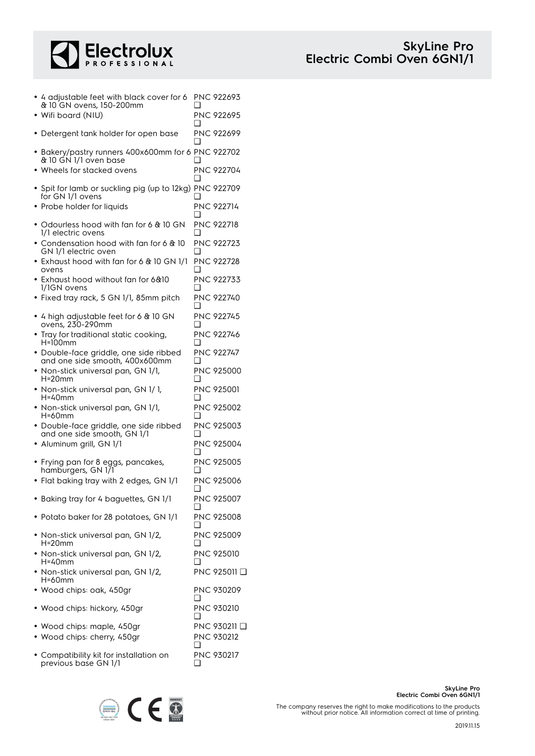- 4 adjustable feet with black cover for 6 & 10 GN ovens, 150-200mm PNC 922693 ❑
- Wifi board (NIU) PNC 922695 ❑
- Detergent tank holder for open base PNC 922699 ❑
- Bakery/pastry runners 400x600mm for 6 & 10 GN 1/1 oven base PNC 922702 ❑
- Wheels for stacked ovens PNC 922704 ❑
- Spit for lamb or suckling pig (up to 12kg) for GN 1/1 ovens PNC 922709 ❑
- Probe holder for liquids PNC 922714 ❑
- Odourless hood with fan for 6 & 10 GN 1/1 electric ovens PNC 922718 ❑
- Condensation hood with fan for 6 & 10 GN 1/1 electric oven PNC 922723 ❑
- Exhaust hood with fan for 6 & 10 GN 1/1 ovens PNC 922728 ❑
- Exhaust hood without fan for 6&10 1/1GN ovens PNC 922733 ❑
- Fixed tray rack, 5 GN 1/1, 85mm pitch PNC 922740 ❑
- 4 high adjustable feet for 6 & 10 GN ovens, 230-290mm PNC 922745 ❑
- Tray for traditional static cooking, H=100mm PNC 922746 ❑
- Double-face griddle, one side ribbed and one side smooth, 400x600mm PNC 922747 ❑
- Non-stick universal pan, GN 1/1, H=20mm PNC 925000 ❑
- Non-stick universal pan, GN 1/ 1, H=40mm PNC 925001 ❑
- Non-stick universal pan, GN 1/1, H=60mm PNC 925002 ❑
- Double-face griddle, one side ribbed and one side smooth, GN 1/1 PNC 925003 ❑
- Aluminum grill, GN 1/1 PNC 925004 ❑
- Frying pan for 8 eggs, pancakes, hamburgers, GN 1/1 PNC 925005 ❑
- Flat baking tray with 2 edges, GN 1/1 PNC 925006 ❑
- Baking tray for 4 baguettes, GN 1/1 PNC 925007 ❑
- Potato baker for 28 potatoes, GN 1/1 PNC 925008 ❑
- Non-stick universal pan, GN 1/2, H=20mm PNC 925009 ❑
- Non-stick universal pan, GN 1/2, H=40mm PNC 925010 ❑
- Non-stick universal pan, GN 1/2, H=60mm PNC 925011 ❑
- Wood chips: oak, 450gr PNC 930209 ❑
- Wood chips: hickory, 450gr PNC 930210 ❑
- Wood chips: maple, 450gr PNC 930211 ❑
- Wood chips: cherry, 450gr PNC 930212 ❑
- Compatibility kit for installation on previous base GN 1/1 PNC 930217 ❑

The company reserves the right to make modifications to the products without prior notice. All information correct at time of printing.

2019.11.15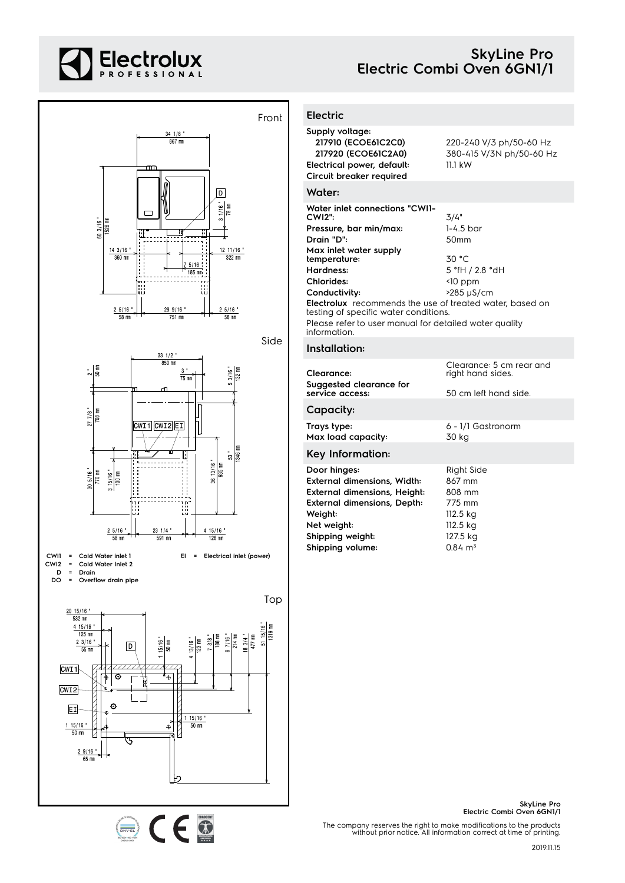# SkyLine Pro
# Electric Combi Oven 6GN1/1

Front

34 1/8 "
867 mm

60 3/16 "
1528 mm

D

3 1/16 "
78 mm

14 3/16 "
360 mm

12 11/16 "
322 mm

7 5/16 "
185 mm

2 5/16 "
58 mm

29 9/16 "
751 mm

2 5/16 "
58 mm

Side

33 1/2 "
850 mm

2 "
50 mm

3 "
75 mm

5 3/16 "
132 mm

27 7/8 "
708 mm

CWI1 CWI2 EI

53 "
1346 mm

30 5/16 "
770 mm

3 15/16 "
100 mm

36 13/16 "
935 mm

2 5/16 "
58 mm

23 1/4 "
591 mm

4 15/16 "
126 mm

CWI1 = Cold Water inlet 1
CWI2 = Cold Water Inlet 2
D = Drain
DO = Overflow drain pipe
EI = Electrical inlet (power)

Top

20 15/16 "
532 mm

4 15/16 "
125 mm

2 3/16 "
55 mm

D

1 15/16 "
50 mm

4 13/16 "
123 mm

7 3/8 "
188 mm

8 7/16 "
214 mm

18 3/4 "
477 mm

51 15/16 "
1319 mm

CWI1

CWI2

EI

1 15/16 "
50 mm

1 15/16 "
50 mm

2 9/16 "
65 mm

## Electric

| | |
|---|---|
| **Supply voltage:** | |
| **217910 (ECOE61C2C0)** | 220-240 V/3 ph/50-60 Hz |
| **217920 (ECOE61C2A0)** | 380-415 V/3N ph/50-60 Hz |
| **Electrical power, default:** | 11.1 kW |
| **Circuit breaker required** | |

## Water:

| | |
|---|---|
| **Water inlet connections "CWI1-CWI2":** | 3/4" |
| **Pressure, bar min/max:** | 1-4.5 bar |
| **Drain "D":** | 50mm |
| **Max inlet water supply temperature:** | 30 °C |
| **Hardness:** | 5 °fH / 2.8 °dH |
| **Chlorides:** | <10 ppm |
| **Conductivity:** | >285 µS/cm |

**Electrolux** recommends the use of treated water, based on testing of specific water conditions.

Please refer to user manual for detailed water quality information.

## Installation:

| | |
|---|---|
| **Clearance:** | Clearance: 5 cm rear and right hand sides. |
| **Suggested clearance for service access:** | 50 cm left hand side. |

## Capacity:

| | |
|---|---|
| **Trays type:** | 6 - 1/1 Gastronorm |
| **Max load capacity:** | 30 kg |

## Key Information:

| | |
|---|---|
| **Door hinges:** | Right Side |
| **External dimensions, Width:** | 867 mm |
| **External dimensions, Height:** | 808 mm |
| **External dimensions, Depth:** | 775 mm |
| **Weight:** | 112.5 kg |
| **Net weight:** | 112.5 kg |
| **Shipping weight:** | 127.5 kg |
| **Shipping volume:** | 0.84 m³ |

The company reserves the right to make modifications to the products without prior notice. All information correct at time of printing.

2019.11.15